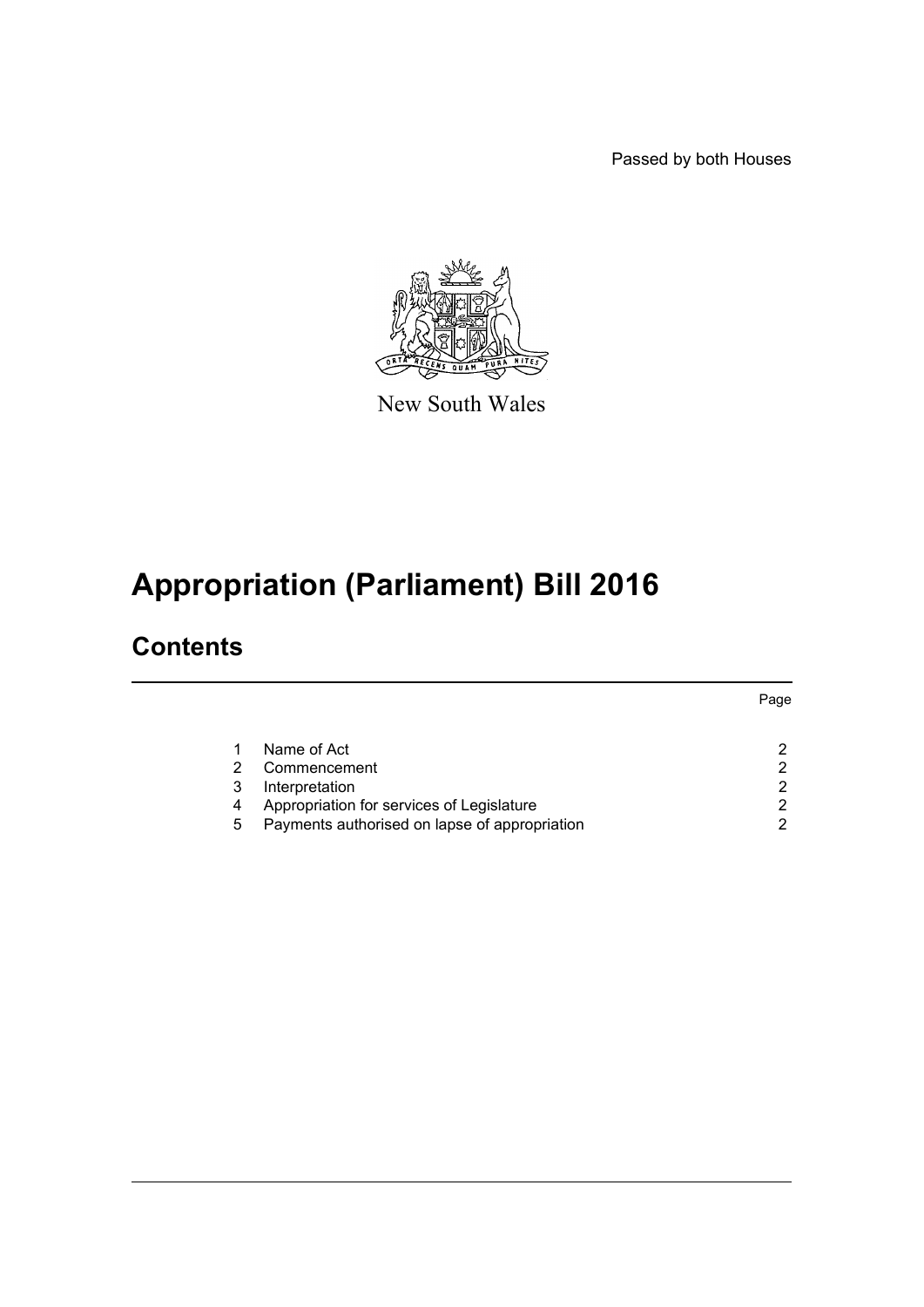Passed by both Houses

New South Wales

# Appropriation (Parliament) Bill 2016

## Contents

| | | Page |
|---|---|---|
| 1 | Name of Act | 2 |
| 2 | Commencement | 2 |
| 3 | Interpretation | 2 |
| 4 | Appropriation for services of Legislature | 2 |
| 5 | Payments authorised on lapse of appropriation | 2 |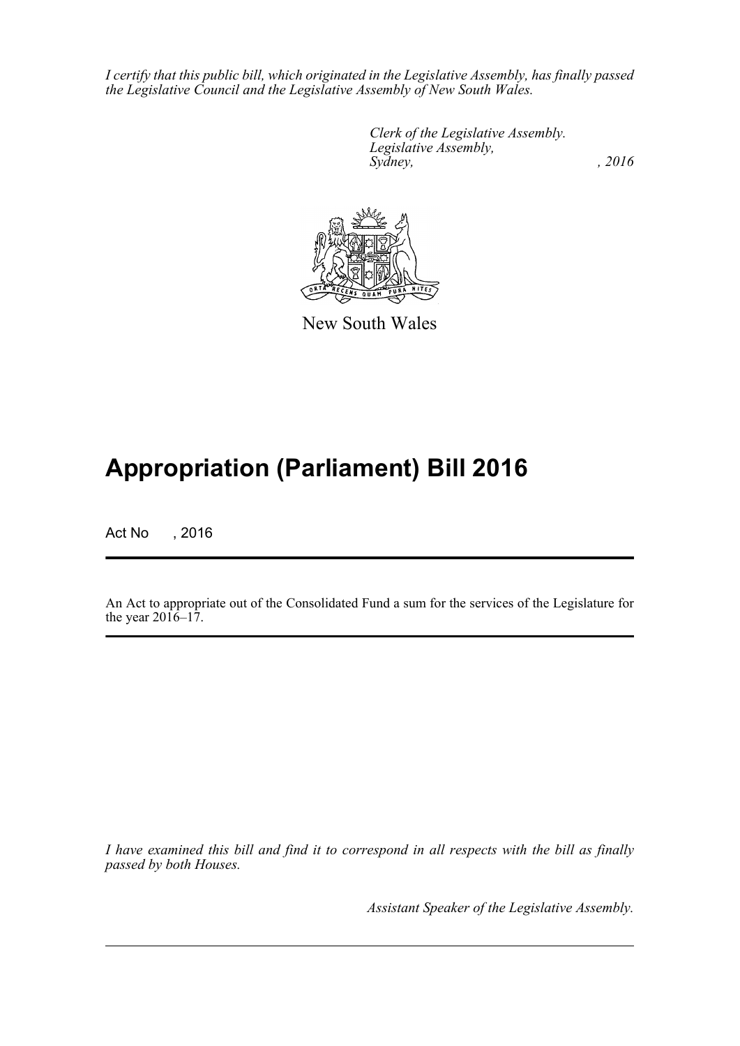*I certify that this public bill, which originated in the Legislative Assembly, has finally passed the Legislative Council and the Legislative Assembly of New South Wales.*

*Clerk of the Legislative Assembly.*
*Legislative Assembly,*
*Sydney, , 2016*

New South Wales

# Appropriation (Parliament) Bill 2016

Act No , 2016

An Act to appropriate out of the Consolidated Fund a sum for the services of the Legislature for the year 2016–17.

*I have examined this bill and find it to correspond in all respects with the bill as finally passed by both Houses.*

*Assistant Speaker of the Legislative Assembly.*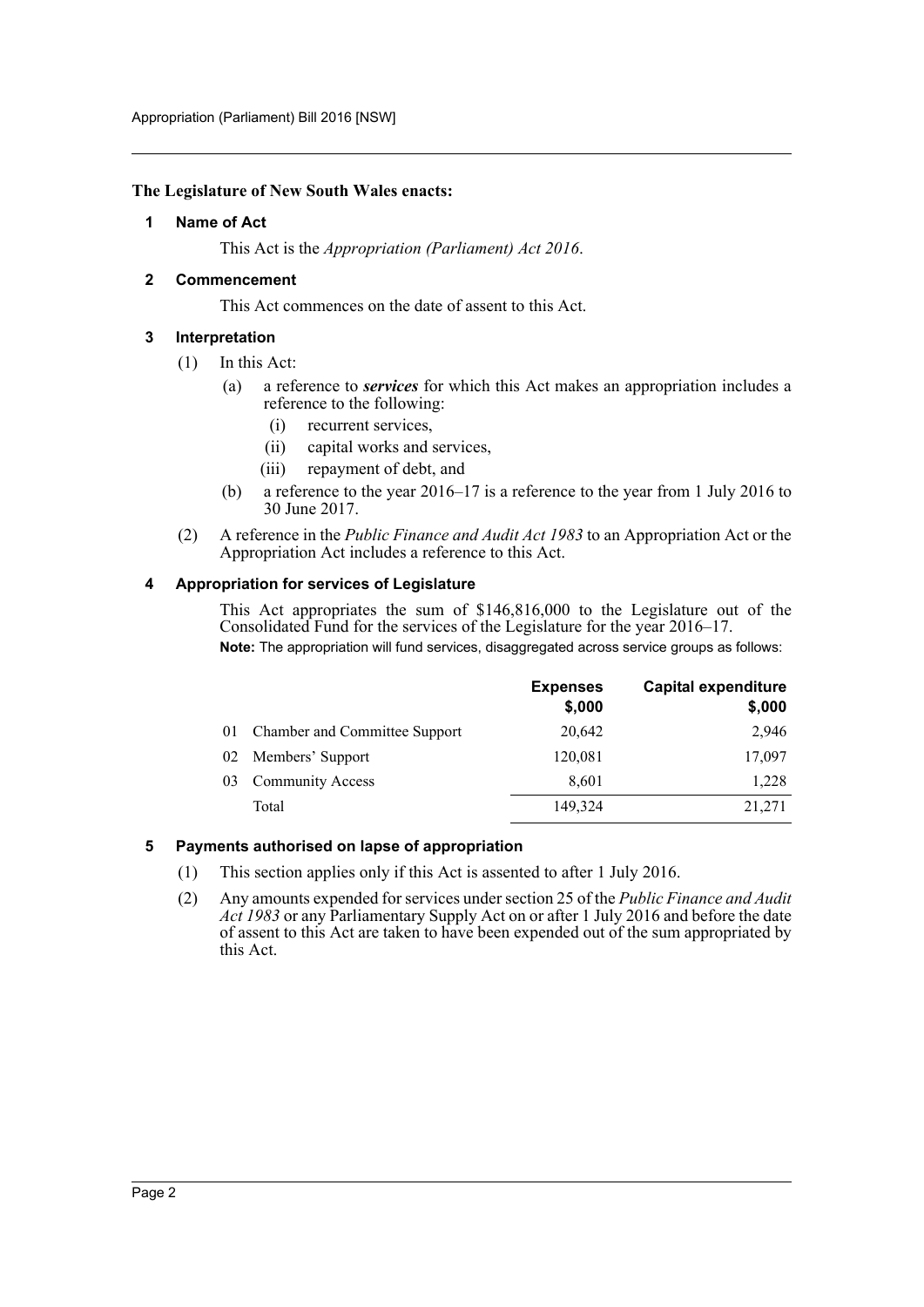**The Legislature of New South Wales enacts:**

## 1 Name of Act

This Act is the *Appropriation (Parliament) Act 2016*.

## 2 Commencement

This Act commences on the date of assent to this Act.

## 3 Interpretation

(1) In this Act:

(a) a reference to ***services*** for which this Act makes an appropriation includes a reference to the following:

(i) recurrent services,

(ii) capital works and services,

(iii) repayment of debt, and

(b) a reference to the year 2016–17 is a reference to the year from 1 July 2016 to 30 June 2017.

(2) A reference in the *Public Finance and Audit Act 1983* to an Appropriation Act or the Appropriation Act includes a reference to this Act.

## 4 Appropriation for services of Legislature

This Act appropriates the sum of $146,816,000 to the Legislature out of the Consolidated Fund for the services of the Legislature for the year 2016–17.

**Note:** The appropriation will fund services, disaggregated across service groups as follows:

| | | Expenses $,000 | Capital expenditure $,000 |
|---|---|---|---|
| 01 | Chamber and Committee Support | 20,642 | 2,946 |
| 02 | Members' Support | 120,081 | 17,097 |
| 03 | Community Access | 8,601 | 1,228 |
| | Total | 149,324 | 21,271 |

## 5 Payments authorised on lapse of appropriation

(1) This section applies only if this Act is assented to after 1 July 2016.

(2) Any amounts expended for services under section 25 of the *Public Finance and Audit Act 1983* or any Parliamentary Supply Act on or after 1 July 2016 and before the date of assent to this Act are taken to have been expended out of the sum appropriated by this Act.